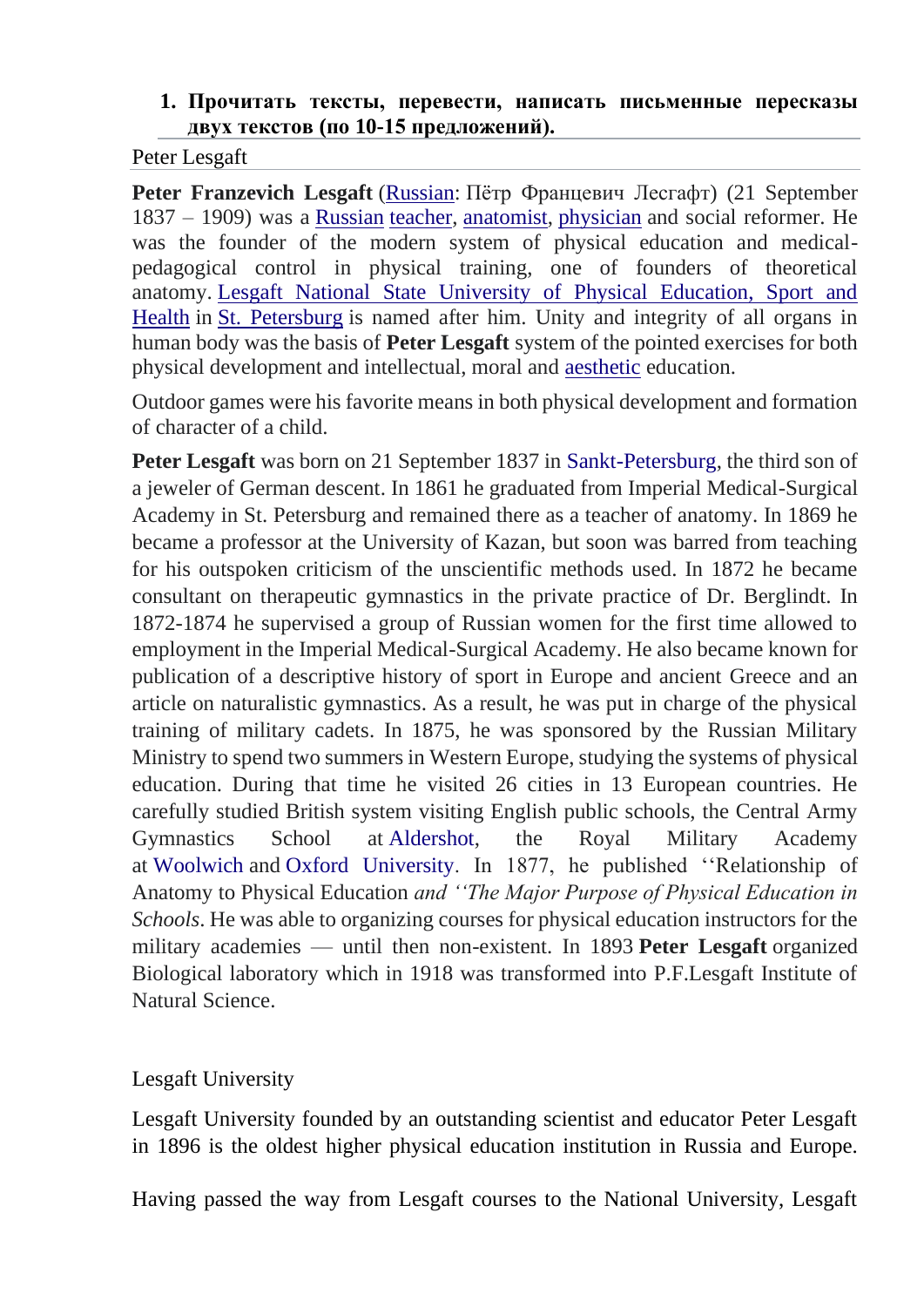1. **Прочитать тексты, перевести, написать письменные пересказы двух текстов (по 10-15 предложений).**

Peter Lesgaft

**Peter Franzevich Lesgaft** (Russian: Пётр Францевич Лесгафт) (21 September 1837 – 1909) was a Russian teacher, anatomist, physician and social reformer. He was the founder of the modern system of physical education and medical-pedagogical control in physical training, one of founders of theoretical anatomy. Lesgaft National State University of Physical Education, Sport and Health in St. Petersburg is named after him. Unity and integrity of all organs in human body was the basis of **Peter Lesgaft** system of the pointed exercises for both physical development and intellectual, moral and aesthetic education.

Outdoor games were his favorite means in both physical development and formation of character of a child.

**Peter Lesgaft** was born on 21 September 1837 in Sankt-Petersburg, the third son of a jeweler of German descent. In 1861 he graduated from Imperial Medical-Surgical Academy in St. Petersburg and remained there as a teacher of anatomy. In 1869 he became a professor at the University of Kazan, but soon was barred from teaching for his outspoken criticism of the unscientific methods used. In 1872 he became consultant on therapeutic gymnastics in the private practice of Dr. Berglindt. In 1872-1874 he supervised a group of Russian women for the first time allowed to employment in the Imperial Medical-Surgical Academy. He also became known for publication of a descriptive history of sport in Europe and ancient Greece and an article on naturalistic gymnastics. As a result, he was put in charge of the physical training of military cadets. In 1875, he was sponsored by the Russian Military Ministry to spend two summers in Western Europe, studying the systems of physical education. During that time he visited 26 cities in 13 European countries. He carefully studied British system visiting English public schools, the Central Army Gymnastics School at Aldershot, the Royal Military Academy at Woolwich and Oxford University. In 1877, he published ''Relationship of Anatomy to Physical Education *and ''The Major Purpose of Physical Education in Schools*. He was able to organizing courses for physical education instructors for the military academies — until then non-existent. In 1893 **Peter Lesgaft** organized Biological laboratory which in 1918 was transformed into P.F.Lesgaft Institute of Natural Science.

Lesgaft University

Lesgaft University founded by an outstanding scientist and educator Peter Lesgaft in 1896 is the oldest higher physical education institution in Russia and Europe.

Having passed the way from Lesgaft courses to the National University, Lesgaft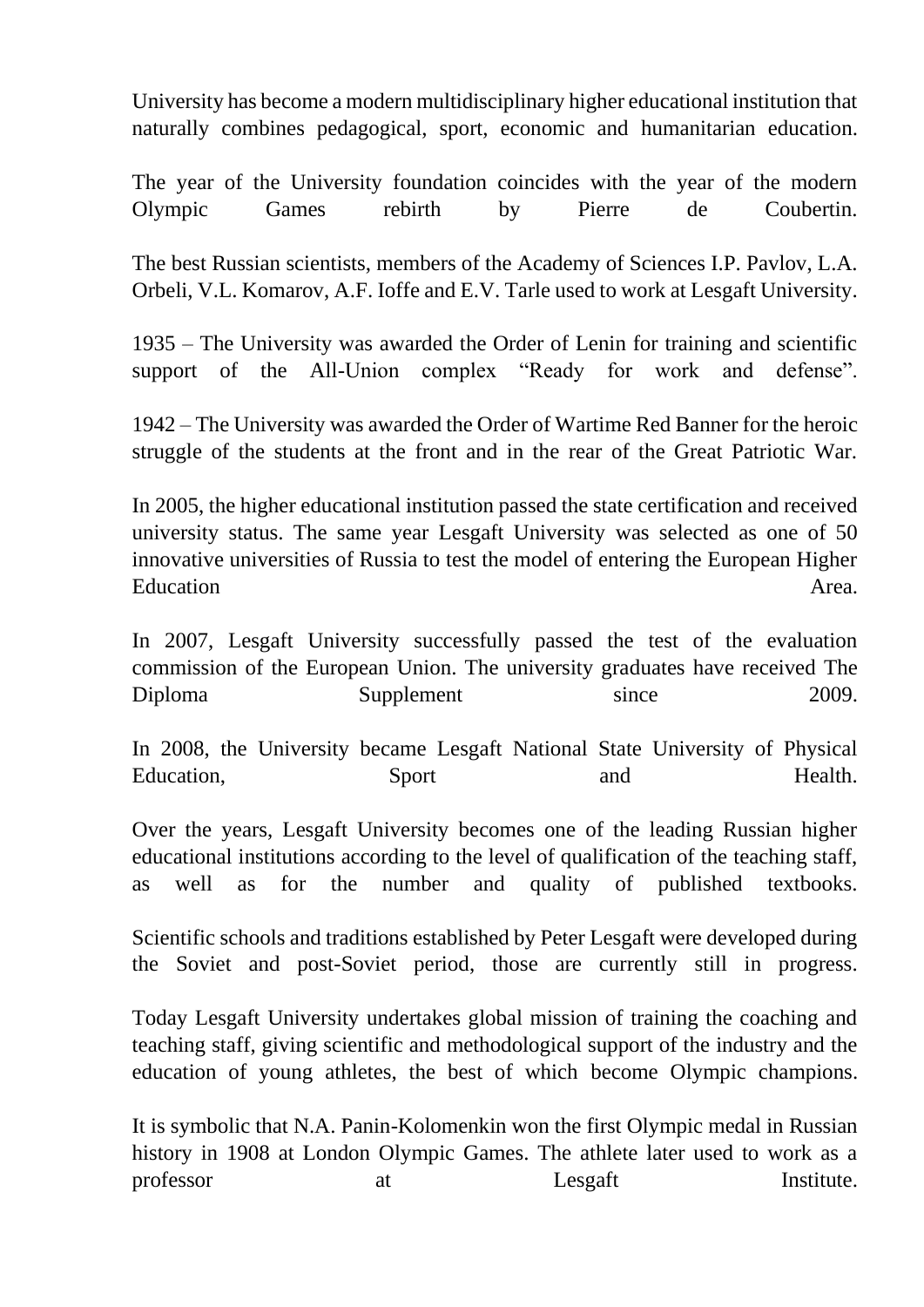University has become a modern multidisciplinary higher educational institution that naturally combines pedagogical, sport, economic and humanitarian education.

The year of the University foundation coincides with the year of the modern Olympic Games rebirth by Pierre de Coubertin.

The best Russian scientists, members of the Academy of Sciences I.P. Pavlov, L.A. Orbeli, V.L. Komarov, A.F. Ioffe and E.V. Tarle used to work at Lesgaft University.

1935 – The University was awarded the Order of Lenin for training and scientific support of the All-Union complex “Ready for work and defense”.

1942 – The University was awarded the Order of Wartime Red Banner for the heroic struggle of the students at the front and in the rear of the Great Patriotic War.

In 2005, the higher educational institution passed the state certification and received university status. The same year Lesgaft University was selected as one of 50 innovative universities of Russia to test the model of entering the European Higher Education Area.

In 2007, Lesgaft University successfully passed the test of the evaluation commission of the European Union. The university graduates have received The Diploma Supplement since 2009.

In 2008, the University became Lesgaft National State University of Physical Education, Sport and Health.

Over the years, Lesgaft University becomes one of the leading Russian higher educational institutions according to the level of qualification of the teaching staff, as well as for the number and quality of published textbooks.

Scientific schools and traditions established by Peter Lesgaft were developed during the Soviet and post-Soviet period, those are currently still in progress.

Today Lesgaft University undertakes global mission of training the coaching and teaching staff, giving scientific and methodological support of the industry and the education of young athletes, the best of which become Olympic champions.

It is symbolic that N.A. Panin-Kolomenkin won the first Olympic medal in Russian history in 1908 at London Olympic Games. The athlete later used to work as a professor at Lesgaft Institute.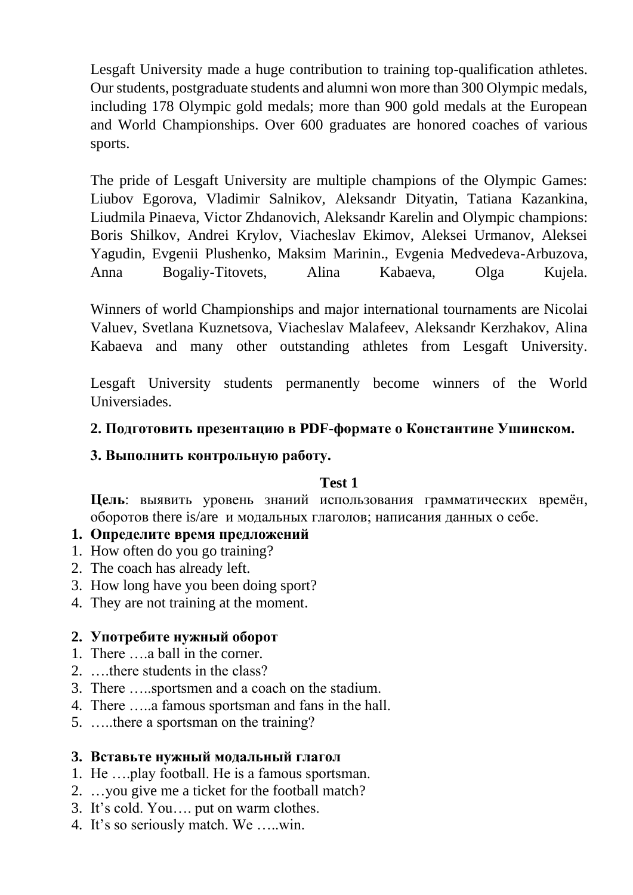Lesgaft University made a huge contribution to training top-qualification athletes. Our students, postgraduate students and alumni won more than 300 Olympic medals, including 178 Olympic gold medals; more than 900 gold medals at the European and World Championships. Over 600 graduates are honored coaches of various sports.

The pride of Lesgaft University are multiple champions of the Olympic Games: Liubov Egorova, Vladimir Salnikov, Aleksandr Dityatin, Tatiana Kazankina, Liudmila Pinaeva, Victor Zhdanovich, Aleksandr Karelin and Olympic champions: Boris Shilkov, Andrei Krylov, Viacheslav Ekimov, Aleksei Urmanov, Aleksei Yagudin, Evgenii Plushenko, Maksim Marinin., Evgenia Medvedeva-Arbuzova, Anna Bogaliy-Titovets, Alina Kabaeva, Olga Kujela.

Winners of world Championships and major international tournaments are Nicolai Valuev, Svetlana Kuznetsova, Viacheslav Malafeev, Aleksandr Kerzhakov, Alina Kabaeva and many other outstanding athletes from Lesgaft University.

Lesgaft University students permanently become winners of the World Universiades.

**2. Подготовить презентацию в PDF-формате о Константине Ушинском.**

**3. Выполнить контрольную работу.**

**Test 1**

**Цель**: выявить уровень знаний использования грамматических времён, оборотов there is/are и модальных глаголов; написания данных о себе.

**1. Определите время предложений**

1. How often do you go training?
2. The coach has already left.
3. How long have you been doing sport?
4. They are not training at the moment.

**2. Употребите нужный оборот**

1. There ….a ball in the corner.
2. ….there students in the class?
3. There …..sportsmen and a coach on the stadium.
4. There …..a famous sportsman and fans in the hall.
5. …..there a sportsman on the training?

**3. Вставьте нужный модальный глагол**

1. He ….play football. He is a famous sportsman.
2. …you give me a ticket for the football match?
3. It's cold. You…. put on warm clothes.
4. It's so seriously match. We …..win.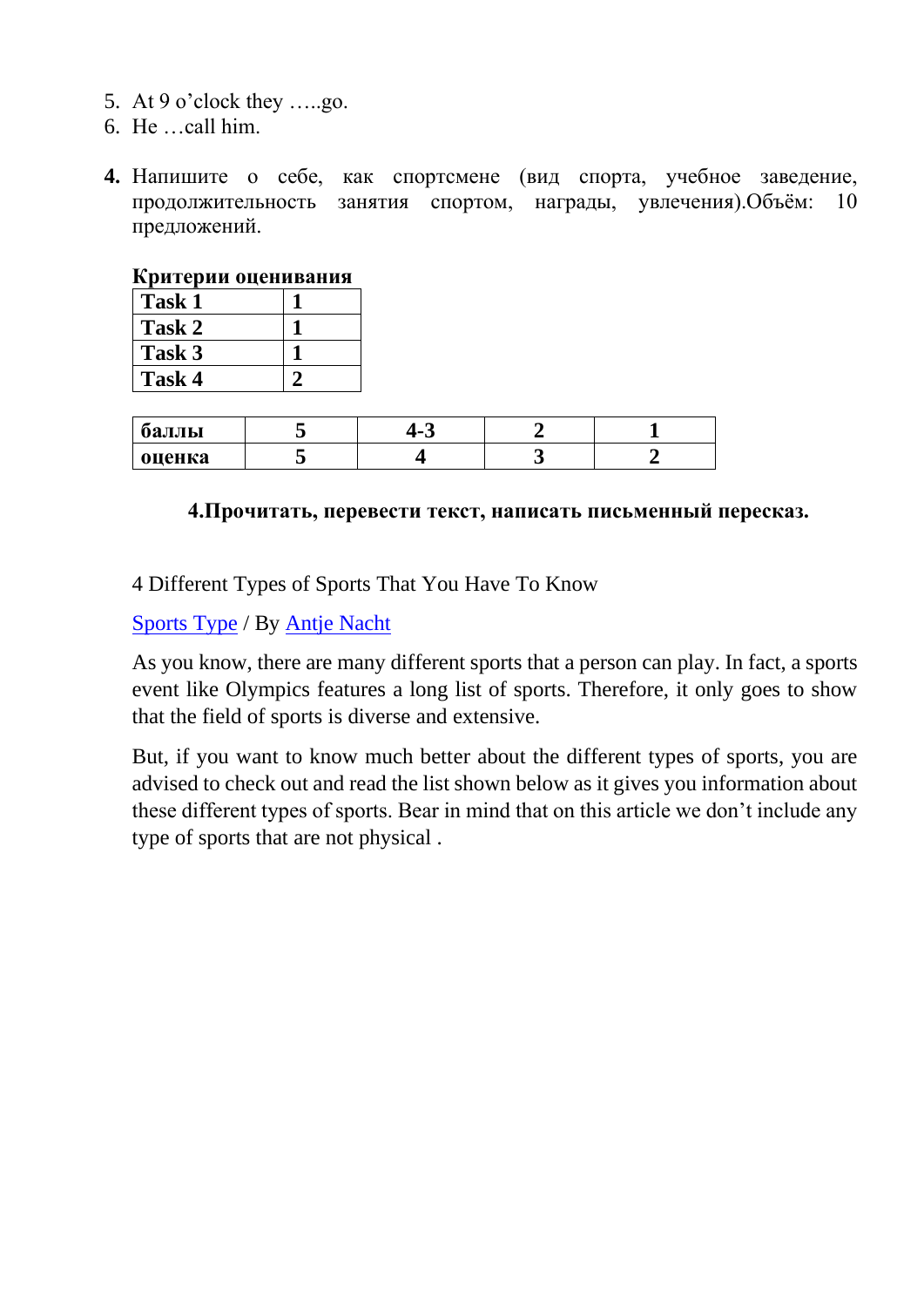5. At 9 o’clock they …..go.
6. He …call him.

**4.** Напишите о себе, как спортсмене (вид спорта, учебное заведение, продолжительность занятия спортом, награды, увлечения).Объём: 10 предложений.

**Критерии оценивания**

| **Task 1** | **1** |
|---|---|
| **Task 2** | **1** |
| **Task 3** | **1** |
| **Task 4** | **2** |

| **баллы** | **5** | **4-3** | **2** | **1** |
|---|---|---|---|---|
| **оценка** | **5** | **4** | **3** | **2** |

**4.Прочитать, перевести текст, написать письменный пересказ.**

4 Different Types of Sports That You Have To Know

Sports Type / By Antje Nacht

As you know, there are many different sports that a person can play. In fact, a sports event like Olympics features a long list of sports. Therefore, it only goes to show that the field of sports is diverse and extensive.

But, if you want to know much better about the different types of sports, you are advised to check out and read the list shown below as it gives you information about these different types of sports. Bear in mind that on this article we don’t include any type of sports that are not physical .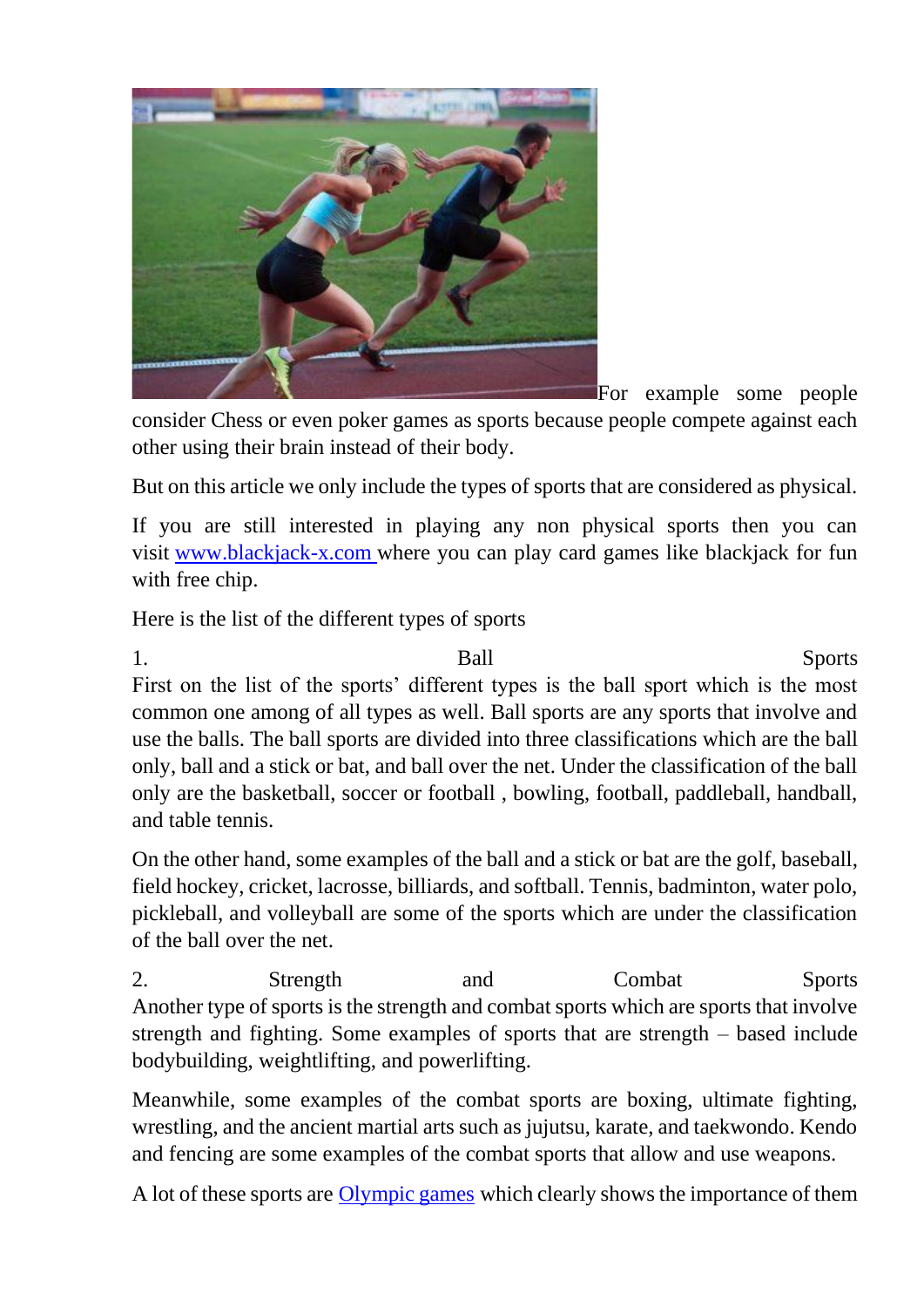For example some people consider Chess or even poker games as sports because people compete against each other using their brain instead of their body.

But on this article we only include the types of sports that are considered as physical.

If you are still interested in playing any non physical sports then you can visit [www.blackjack-x.com](www.blackjack-x.com) where you can play card games like blackjack for fun with free chip.

Here is the list of the different types of sports

1. Ball Sports

First on the list of the sports' different types is the ball sport which is the most common one among of all types as well. Ball sports are any sports that involve and use the balls. The ball sports are divided into three classifications which are the ball only, ball and a stick or bat, and ball over the net. Under the classification of the ball only are the basketball, soccer or football , bowling, football, paddleball, handball, and table tennis.

On the other hand, some examples of the ball and a stick or bat are the golf, baseball, field hockey, cricket, lacrosse, billiards, and softball. Tennis, badminton, water polo, pickleball, and volleyball are some of the sports which are under the classification of the ball over the net.

2. Strength and Combat Sports

Another type of sports is the strength and combat sports which are sports that involve strength and fighting. Some examples of sports that are strength – based include bodybuilding, weightlifting, and powerlifting.

Meanwhile, some examples of the combat sports are boxing, ultimate fighting, wrestling, and the ancient martial arts such as jujutsu, karate, and taekwondo. Kendo and fencing are some examples of the combat sports that allow and use weapons.

A lot of these sports are [Olympic games]() which clearly shows the importance of them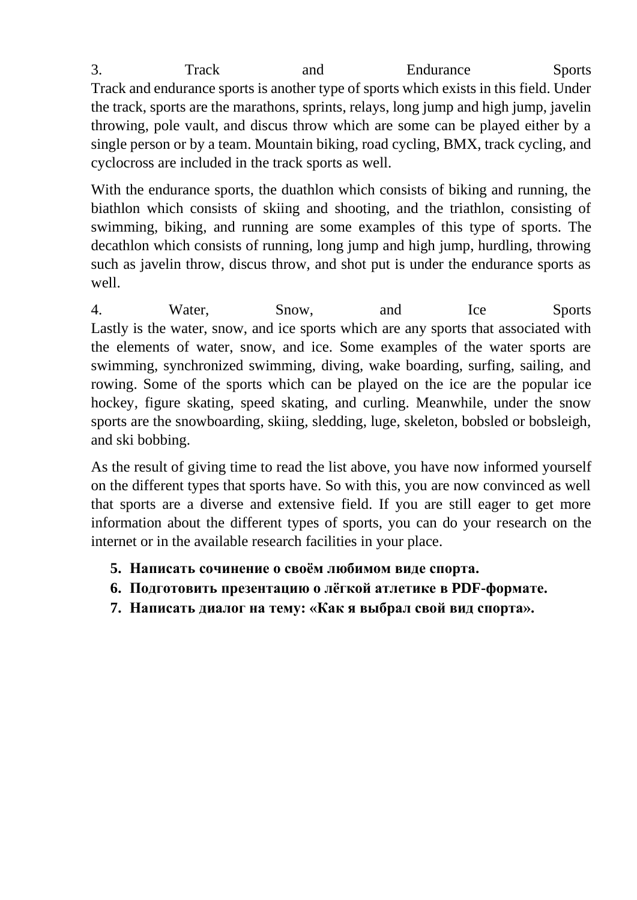3. Track and Endurance Sports
Track and endurance sports is another type of sports which exists in this field. Under the track, sports are the marathons, sprints, relays, long jump and high jump, javelin throwing, pole vault, and discus throw which are some can be played either by a single person or by a team. Mountain biking, road cycling, BMX, track cycling, and cyclocross are included in the track sports as well.

With the endurance sports, the duathlon which consists of biking and running, the biathlon which consists of skiing and shooting, and the triathlon, consisting of swimming, biking, and running are some examples of this type of sports. The decathlon which consists of running, long jump and high jump, hurdling, throwing such as javelin throw, discus throw, and shot put is under the endurance sports as well.

4. Water, Snow, and Ice Sports
Lastly is the water, snow, and ice sports which are any sports that associated with the elements of water, snow, and ice. Some examples of the water sports are swimming, synchronized swimming, diving, wake boarding, surfing, sailing, and rowing. Some of the sports which can be played on the ice are the popular ice hockey, figure skating, speed skating, and curling. Meanwhile, under the snow sports are the snowboarding, skiing, sledding, luge, skeleton, bobsled or bobsleigh, and ski bobbing.

As the result of giving time to read the list above, you have now informed yourself on the different types that sports have. So with this, you are now convinced as well that sports are a diverse and extensive field. If you are still eager to get more information about the different types of sports, you can do your research on the internet or in the available research facilities in your place.

5. **Написать сочинение о своём любимом виде спорта.**
6. **Подготовить презентацию о лёгкой атлетике в PDF-формате.**
7. **Написать диалог на тему: «Как я выбрал свой вид спорта».**